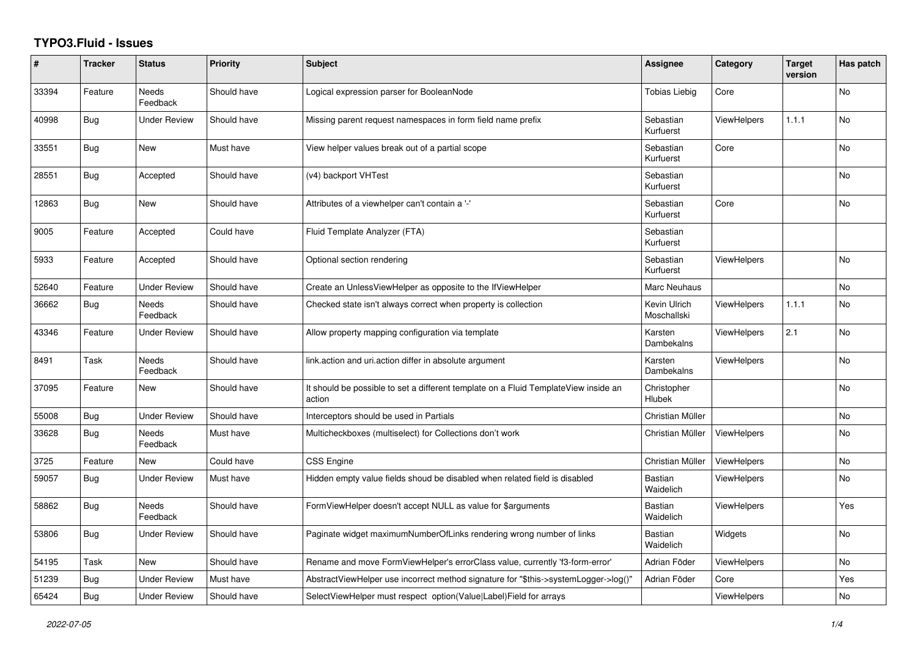# TYPO3.Fluid - Issues

| # | Tracker | Status | Priority | Subject | Assignee | Category | Target version | Has patch |
|---|---|---|---|---|---|---|---|---|
| 33394 | Feature | Needs Feedback | Should have | Logical expression parser for BooleanNode | Tobias Liebig | Core | | No |
| 40998 | Bug | Under Review | Should have | Missing parent request namespaces in form field name prefix | Sebastian Kurfuerst | ViewHelpers | 1.1.1 | No |
| 33551 | Bug | New | Must have | View helper values break out of a partial scope | Sebastian Kurfuerst | Core | | No |
| 28551 | Bug | Accepted | Should have | (v4) backport VHTest | Sebastian Kurfuerst | | | No |
| 12863 | Bug | New | Should have | Attributes of a viewhelper can't contain a '-' | Sebastian Kurfuerst | Core | | No |
| 9005 | Feature | Accepted | Could have | Fluid Template Analyzer (FTA) | Sebastian Kurfuerst | | | |
| 5933 | Feature | Accepted | Should have | Optional section rendering | Sebastian Kurfuerst | ViewHelpers | | No |
| 52640 | Feature | Under Review | Should have | Create an UnlessViewHelper as opposite to the IfViewHelper | Marc Neuhaus | | | No |
| 36662 | Bug | Needs Feedback | Should have | Checked state isn't always correct when property is collection | Kevin Ulrich Moschallski | ViewHelpers | 1.1.1 | No |
| 43346 | Feature | Under Review | Should have | Allow property mapping configuration via template | Karsten Dambekalns | ViewHelpers | 2.1 | No |
| 8491 | Task | Needs Feedback | Should have | link.action and uri.action differ in absolute argument | Karsten Dambekalns | ViewHelpers | | No |
| 37095 | Feature | New | Should have | It should be possible to set a different template on a Fluid TemplateView inside an action | Christopher Hlubek | | | No |
| 55008 | Bug | Under Review | Should have | Interceptors should be used in Partials | Christian Müller | | | No |
| 33628 | Bug | Needs Feedback | Must have | Multicheckboxes (multiselect) for Collections don't work | Christian Müller | ViewHelpers | | No |
| 3725 | Feature | New | Could have | CSS Engine | Christian Müller | ViewHelpers | | No |
| 59057 | Bug | Under Review | Must have | Hidden empty value fields shoud be disabled when related field is disabled | Bastian Waidelich | ViewHelpers | | No |
| 58862 | Bug | Needs Feedback | Should have | FormViewHelper doesn't accept NULL as value for $arguments | Bastian Waidelich | ViewHelpers | | Yes |
| 53806 | Bug | Under Review | Should have | Paginate widget maximumNumberOfLinks rendering wrong number of links | Bastian Waidelich | Widgets | | No |
| 54195 | Task | New | Should have | Rename and move FormViewHelper's errorClass value, currently 'f3-form-error' | Adrian Föder | ViewHelpers | | No |
| 51239 | Bug | Under Review | Must have | AbstractViewHelper use incorrect method signature for "$this->systemLogger->log()" | Adrian Föder | Core | | Yes |
| 65424 | Bug | Under Review | Should have | SelectViewHelper must respect option(Value\|Label)Field for arrays | | ViewHelpers | | No |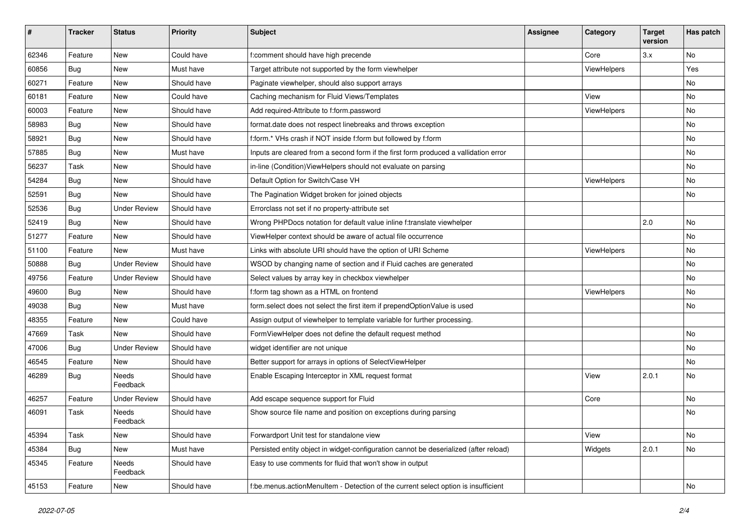| # | Tracker | Status | Priority | Subject | Assignee | Category | Target version | Has patch |
|---|---|---|---|---|---|---|---|---|
| 62346 | Feature | New | Could have | f:comment should have high precende | | Core | 3.x | No |
| 60856 | Bug | New | Must have | Target attribute not supported by the form viewhelper | | ViewHelpers | | Yes |
| 60271 | Feature | New | Should have | Paginate viewhelper, should also support arrays | | | | No |
| 60181 | Feature | New | Could have | Caching mechanism for Fluid Views/Templates | | View | | No |
| 60003 | Feature | New | Should have | Add required-Attribute to f:form.password | | ViewHelpers | | No |
| 58983 | Bug | New | Should have | format.date does not respect linebreaks and throws exception | | | | No |
| 58921 | Bug | New | Should have | f:form.* VHs crash if NOT inside f:form but followed by f:form | | | | No |
| 57885 | Bug | New | Must have | Inputs are cleared from a second form if the first form produced a vallidation error | | | | No |
| 56237 | Task | New | Should have | in-line (Condition)ViewHelpers should not evaluate on parsing | | | | No |
| 54284 | Bug | New | Should have | Default Option for Switch/Case VH | | ViewHelpers | | No |
| 52591 | Bug | New | Should have | The Pagination Widget broken for joined objects | | | | No |
| 52536 | Bug | Under Review | Should have | Errorclass not set if no property-attribute set | | | | |
| 52419 | Bug | New | Should have | Wrong PHPDocs notation for default value inline f:translate viewhelper | | | 2.0 | No |
| 51277 | Feature | New | Should have | ViewHelper context should be aware of actual file occurrence | | | | No |
| 51100 | Feature | New | Must have | Links with absolute URI should have the option of URI Scheme | | ViewHelpers | | No |
| 50888 | Bug | Under Review | Should have | WSOD by changing name of section and if Fluid caches are generated | | | | No |
| 49756 | Feature | Under Review | Should have | Select values by array key in checkbox viewhelper | | | | No |
| 49600 | Bug | New | Should have | f:form tag shown as a HTML on frontend | | ViewHelpers | | No |
| 49038 | Bug | New | Must have | form.select does not select the first item if prependOptionValue is used | | | | No |
| 48355 | Feature | New | Could have | Assign output of viewhelper to template variable for further processing. | | | | |
| 47669 | Task | New | Should have | FormViewHelper does not define the default request method | | | | No |
| 47006 | Bug | Under Review | Should have | widget identifier are not unique | | | | No |
| 46545 | Feature | New | Should have | Better support for arrays in options of SelectViewHelper | | | | No |
| 46289 | Bug | Needs Feedback | Should have | Enable Escaping Interceptor in XML request format | | View | 2.0.1 | No |
| 46257 | Feature | Under Review | Should have | Add escape sequence support for Fluid | | Core | | No |
| 46091 | Task | Needs Feedback | Should have | Show source file name and position on exceptions during parsing | | | | No |
| 45394 | Task | New | Should have | Forwardport Unit test for standalone view | | View | | No |
| 45384 | Bug | New | Must have | Persisted entity object in widget-configuration cannot be deserialized (after reload) | | Widgets | 2.0.1 | No |
| 45345 | Feature | Needs Feedback | Should have | Easy to use comments for fluid that won't show in output | | | | |
| 45153 | Feature | New | Should have | f:be.menus.actionMenuItem - Detection of the current select option is insufficient | | | | No |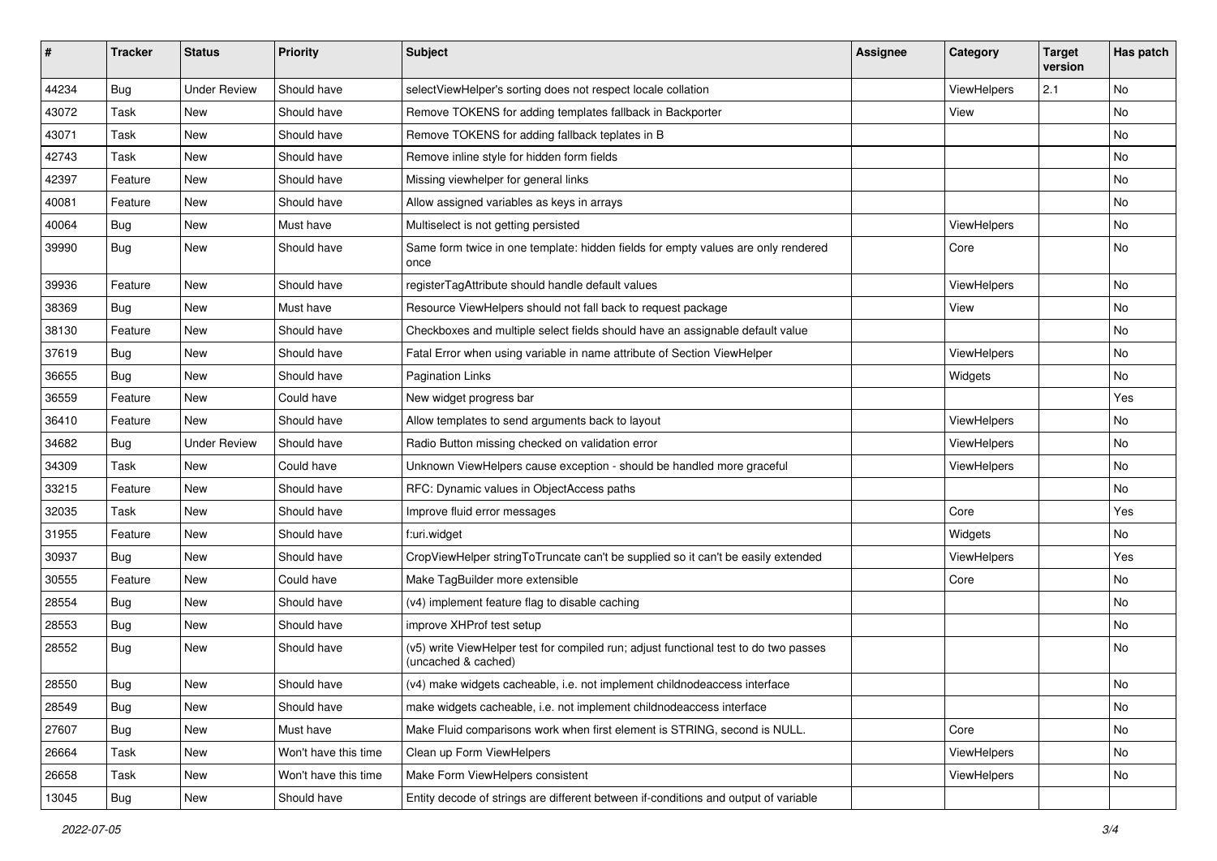| # | Tracker | Status | Priority | Subject | Assignee | Category | Target version | Has patch |
|---|---|---|---|---|---|---|---|---|
| 44234 | Bug | Under Review | Should have | selectViewHelper's sorting does not respect locale collation | | ViewHelpers | 2.1 | No |
| 43072 | Task | New | Should have | Remove TOKENS for adding templates fallback in Backporter | | View | | No |
| 43071 | Task | New | Should have | Remove TOKENS for adding fallback teplates in B | | | | No |
| 42743 | Task | New | Should have | Remove inline style for hidden form fields | | | | No |
| 42397 | Feature | New | Should have | Missing viewhelper for general links | | | | No |
| 40081 | Feature | New | Should have | Allow assigned variables as keys in arrays | | | | No |
| 40064 | Bug | New | Must have | Multiselect is not getting persisted | | ViewHelpers | | No |
| 39990 | Bug | New | Should have | Same form twice in one template: hidden fields for empty values are only rendered once | | Core | | No |
| 39936 | Feature | New | Should have | registerTagAttribute should handle default values | | ViewHelpers | | No |
| 38369 | Bug | New | Must have | Resource ViewHelpers should not fall back to request package | | View | | No |
| 38130 | Feature | New | Should have | Checkboxes and multiple select fields should have an assignable default value | | | | No |
| 37619 | Bug | New | Should have | Fatal Error when using variable in name attribute of Section ViewHelper | | ViewHelpers | | No |
| 36655 | Bug | New | Should have | Pagination Links | | Widgets | | No |
| 36559 | Feature | New | Could have | New widget progress bar | | | | Yes |
| 36410 | Feature | New | Should have | Allow templates to send arguments back to layout | | ViewHelpers | | No |
| 34682 | Bug | Under Review | Should have | Radio Button missing checked on validation error | | ViewHelpers | | No |
| 34309 | Task | New | Could have | Unknown ViewHelpers cause exception - should be handled more graceful | | ViewHelpers | | No |
| 33215 | Feature | New | Should have | RFC: Dynamic values in ObjectAccess paths | | | | No |
| 32035 | Task | New | Should have | Improve fluid error messages | | Core | | Yes |
| 31955 | Feature | New | Should have | f:uri.widget | | Widgets | | No |
| 30937 | Bug | New | Should have | CropViewHelper stringToTruncate can't be supplied so it can't be easily extended | | ViewHelpers | | Yes |
| 30555 | Feature | New | Could have | Make TagBuilder more extensible | | Core | | No |
| 28554 | Bug | New | Should have | (v4) implement feature flag to disable caching | | | | No |
| 28553 | Bug | New | Should have | improve XHProf test setup | | | | No |
| 28552 | Bug | New | Should have | (v5) write ViewHelper test for compiled run; adjust functional test to do two passes (uncached & cached) | | | | No |
| 28550 | Bug | New | Should have | (v4) make widgets cacheable, i.e. not implement childnodeaccess interface | | | | No |
| 28549 | Bug | New | Should have | make widgets cacheable, i.e. not implement childnodeaccess interface | | | | No |
| 27607 | Bug | New | Must have | Make Fluid comparisons work when first element is STRING, second is NULL. | | Core | | No |
| 26664 | Task | New | Won't have this time | Clean up Form ViewHelpers | | ViewHelpers | | No |
| 26658 | Task | New | Won't have this time | Make Form ViewHelpers consistent | | ViewHelpers | | No |
| 13045 | Bug | New | Should have | Entity decode of strings are different between if-conditions and output of variable | | | | |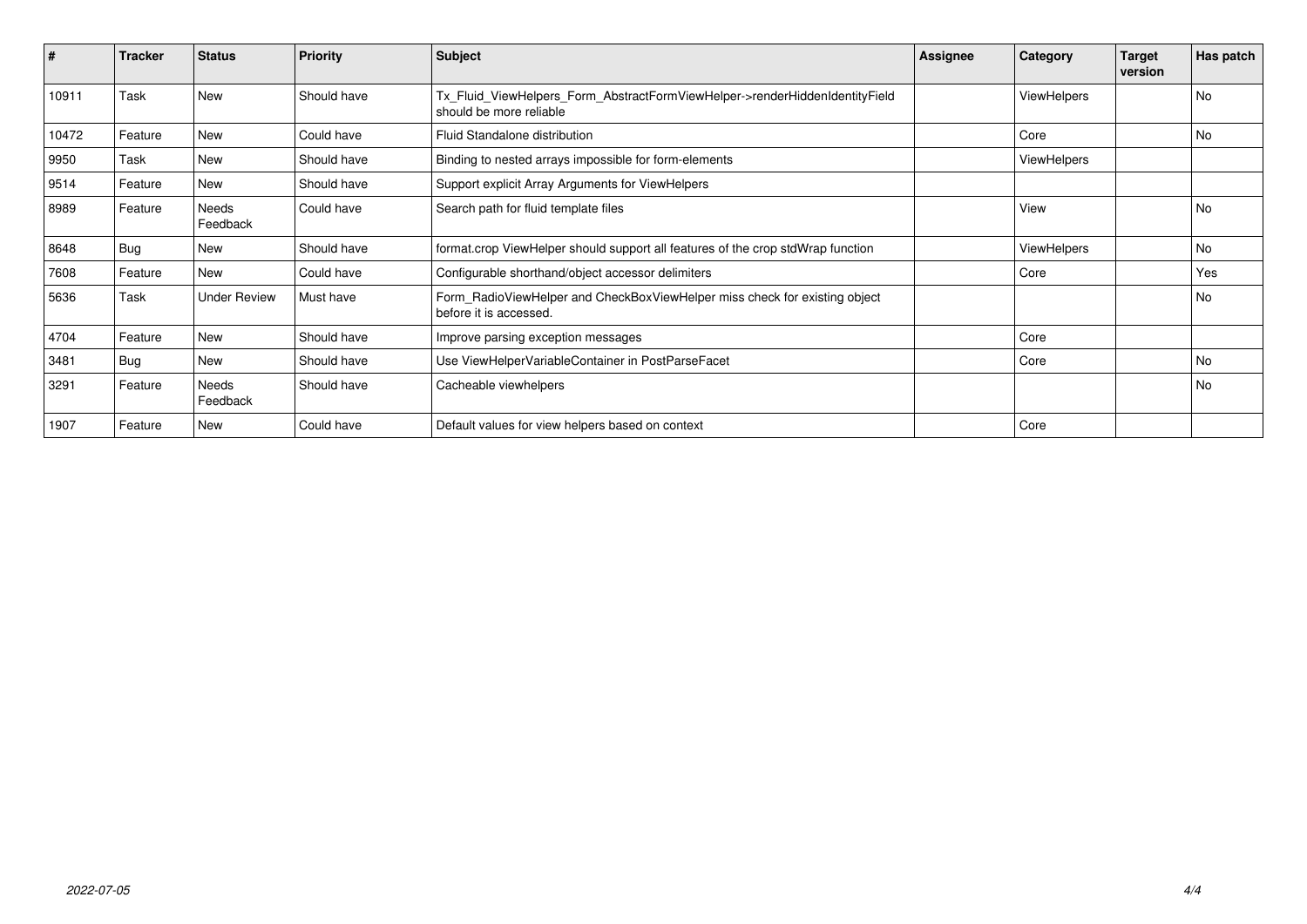| # | Tracker | Status | Priority | Subject | Assignee | Category | Target version | Has patch |
|---|---|---|---|---|---|---|---|---|
| 10911 | Task | New | Should have | Tx_Fluid_ViewHelpers_Form_AbstractFormViewHelper->renderHiddenIdentityField should be more reliable | | ViewHelpers | | No |
| 10472 | Feature | New | Could have | Fluid Standalone distribution | | Core | | No |
| 9950 | Task | New | Should have | Binding to nested arrays impossible for form-elements | | ViewHelpers | | |
| 9514 | Feature | New | Should have | Support explicit Array Arguments for ViewHelpers | | | | |
| 8989 | Feature | Needs Feedback | Could have | Search path for fluid template files | | View | | No |
| 8648 | Bug | New | Should have | format.crop ViewHelper should support all features of the crop stdWrap function | | ViewHelpers | | No |
| 7608 | Feature | New | Could have | Configurable shorthand/object accessor delimiters | | Core | | Yes |
| 5636 | Task | Under Review | Must have | Form_RadioViewHelper and CheckBoxViewHelper miss check for existing object before it is accessed. | | | | No |
| 4704 | Feature | New | Should have | Improve parsing exception messages | | Core | | |
| 3481 | Bug | New | Should have | Use ViewHelperVariableContainer in PostParseFacet | | Core | | No |
| 3291 | Feature | Needs Feedback | Should have | Cacheable viewhelpers | | | | No |
| 1907 | Feature | New | Could have | Default values for view helpers based on context | | Core | | |

2022-07-05